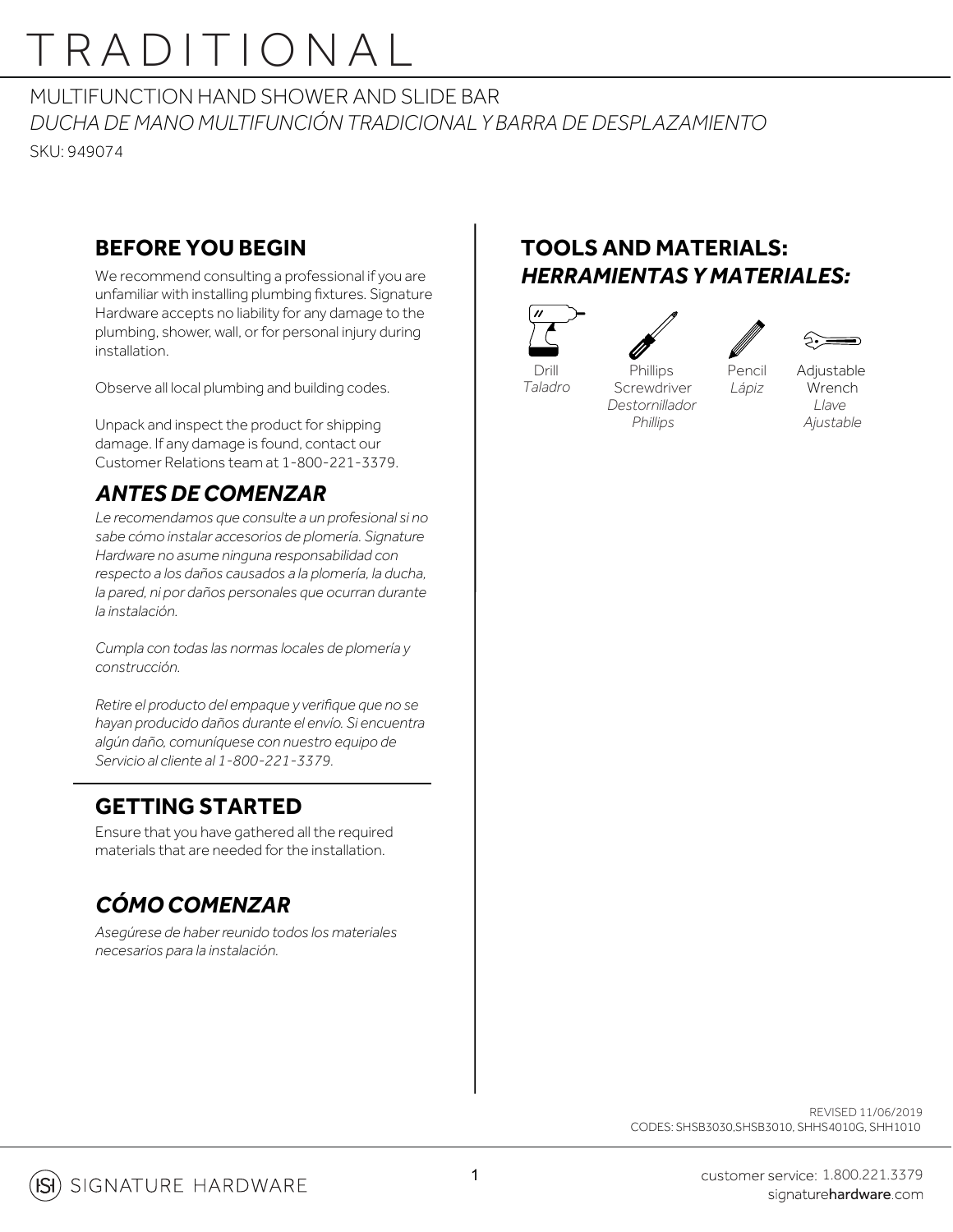# TRADITIONAL

MULTIFUNCTION HAND SHOWER AND SLIDE BAR

*DUCHA DE MANO MULTIFUNCIÓN TRADICIONAL Y BARRA DE DESPLAZAMIENTO*

SKU: 949074

## BEFORE YOU BEGIN

We recommend consulting a professional if you are unfamiliar with installing plumbing fixtures. Signature Hardware accepts no liability for any damage to the plumbing, shower, wall, or for personal injury during installation.

Observe all local plumbing and building codes.

Unpack and inspect the product for shipping damage. If any damage is found, contact our Customer Relations team at 1-800-221-3379.

## *ANTES DE COMENZAR*

*Le recomendamos que consulte a un profesional si no sabe cómo instalar accesorios de plomería. Signature Hardware no asume ninguna responsabilidad con respecto a los daños causados a la plomería, la ducha, la pared, ni por daños personales que ocurran durante la instalación.*

*Cumpla con todas las normas locales de plomería y construcción.*

*Retire el producto del empaque y verifique que no se hayan producido daños durante el envío. Si encuentra algún daño, comuníquese con nuestro equipo de Servicio al cliente al 1-800-221-3379.*

## GETTING STARTED

Ensure that you have gathered all the required materials that are needed for the installation.

## *CÓMO COMENZAR*

*Asegúrese de haber reunido todos los materiales necesarios para la instalación.*

## TOOLS AND MATERIALS:
## *HERRAMIENTAS Y MATERIALES:*

- Drill / *Taladro*
- Phillips Screwdriver / *Destornillador Phillips*
- Pencil / *Lápiz*
- Adjustable Wrench / *Llave Ajustable*

REVISED 11/06/2019
CODES: SHSB3030,SHSB3010, SHHS4010G, SHH1010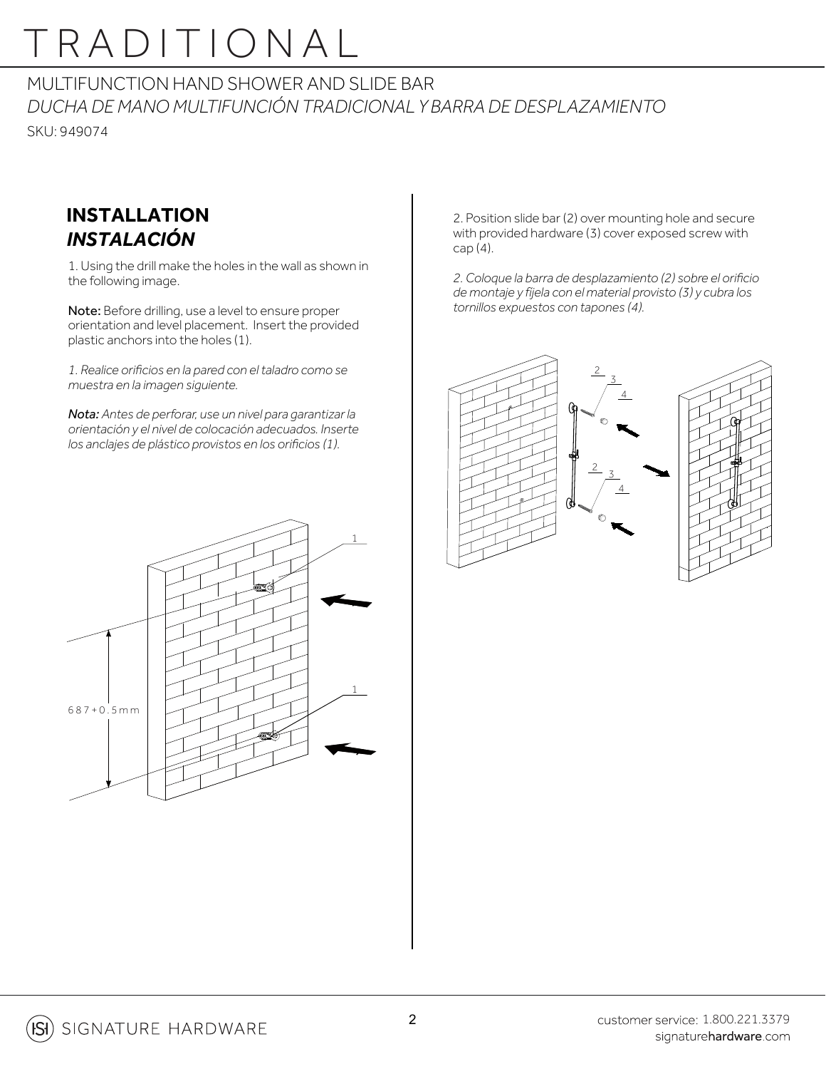# TRADITIONAL

MULTIFUNCTION HAND SHOWER AND SLIDE BAR

*DUCHA DE MANO MULTIFUNCIÓN TRADICIONAL Y BARRA DE DESPLAZAMIENTO*

SKU: 949074

## INSTALLATION
## *INSTALACIÓN*

1. Using the drill make the holes in the wall as shown in the following image.

**Note:** Before drilling, use a level to ensure proper orientation and level placement. Insert the provided plastic anchors into the holes (1).

*1. Realice orificios en la pared con el taladro como se muestra en la imagen siguiente.*

***Nota:*** *Antes de perforar, use un nivel para garantizar la orientación y el nivel de colocación adecuados. Inserte los anclajes de plástico provistos en los orificios (1).*

1

1

687+0.5mm

2. Position slide bar (2) over mounting hole and secure with provided hardware (3) cover exposed screw with cap (4).

*2. Coloque la barra de desplazamiento (2) sobre el orificio de montaje y fíjela con el material provisto (3) y cubra los tornillos expuestos con tapones (4).*

2
3
4

2
3
4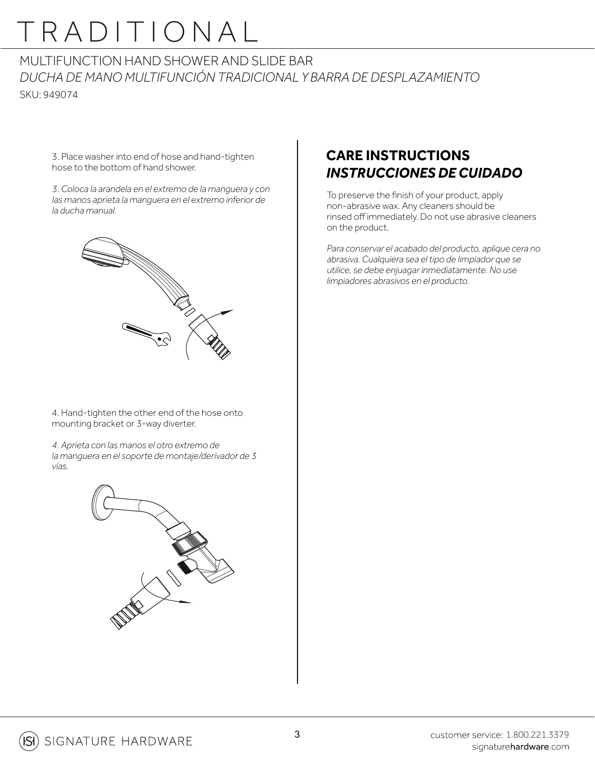3. Place washer into end of hose and hand-tighten hose to the bottom of hand shower.

*3. Coloca la arandela en el extremo de la manguera y con las manos aprieta la manguera en el extremo inferior de la ducha manual.*

4. Hand-tighten the other end of the hose onto mounting bracket or 3-way diverter.

*4. Aprieta con las manos el otro extremo de la manguera en el soporte de montaje/derivador de 3 vías.*

## CARE INSTRUCTIONS
## *INSTRUCCIONES DE CUIDADO*

To preserve the finish of your product, apply non-abrasive wax. Any cleaners should be rinsed off immediately. Do not use abrasive cleaners on the product.

*Para conservar el acabado del producto, aplique cera no abrasiva. Cualquiera sea el tipo de limpiador que se utilice, se debe enjuagar inmediatamente. No use limpiadores abrasivos en el producto.*